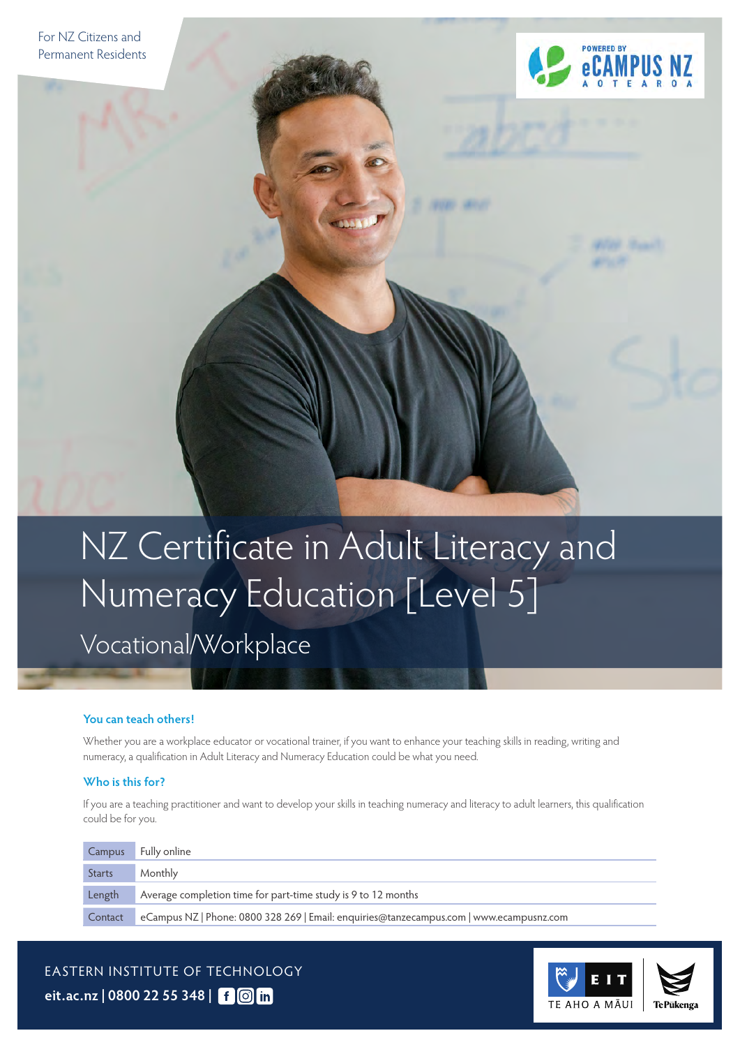For NZ Citizens and Permanent Residents

POWERED BY eCAMPUS NZ AOTEAROA

# NZ Certificate in Adult Literacy and Numeracy Education [Level 5]

## Vocational/Workplace

### You can teach others!

Whether you are a workplace educator or vocational trainer, if you want to enhance your teaching skills in reading, writing and numeracy, a qualification in Adult Literacy and Numeracy Education could be what you need.

### Who is this for?

If you are a teaching practitioner and want to develop your skills in teaching numeracy and literacy to adult learners, this qualification could be for you.

| | |
|---|---|
| Campus | Fully online |
| Starts | Monthly |
| Length | Average completion time for part-time study is 9 to 12 months |
| Contact | eCampus NZ \| Phone: 0800 328 269 \| Email: enquiries@tanzecampus.com \| www.ecampusnz.com |

EASTERN INSTITUTE OF TECHNOLOGY

eit.ac.nz | 0800 22 55 348 |

EIT TE AHO A MĀUI | Te Pūkenga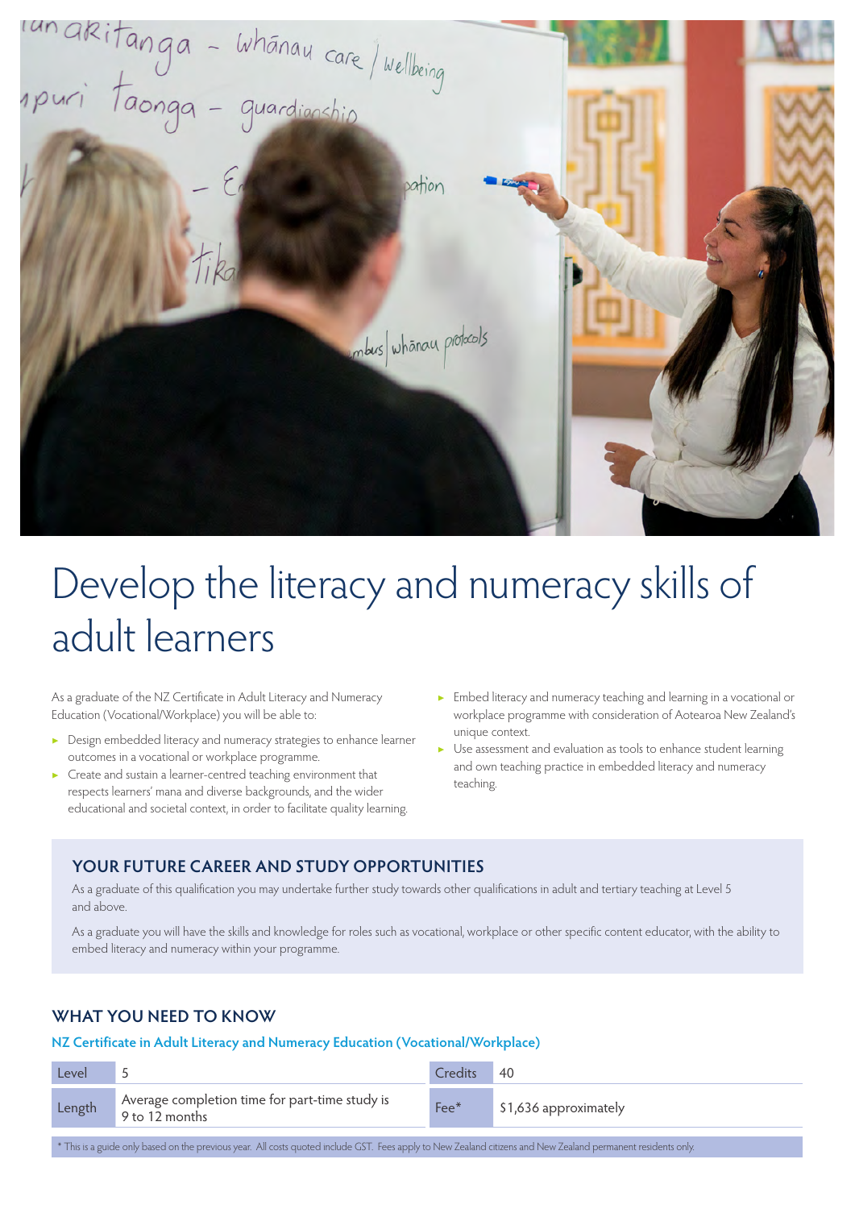# Develop the literacy and numeracy skills of adult learners

As a graduate of the NZ Certificate in Adult Literacy and Numeracy Education (Vocational/Workplace) you will be able to:

- Design embedded literacy and numeracy strategies to enhance learner outcomes in a vocational or workplace programme.
- Create and sustain a learner-centred teaching environment that respects learners' mana and diverse backgrounds, and the wider educational and societal context, in order to facilitate quality learning.
- Embed literacy and numeracy teaching and learning in a vocational or workplace programme with consideration of Aotearoa New Zealand's unique context.
- Use assessment and evaluation as tools to enhance student learning and own teaching practice in embedded literacy and numeracy teaching.

## YOUR FUTURE CAREER AND STUDY OPPORTUNITIES

As a graduate of this qualification you may undertake further study towards other qualifications in adult and tertiary teaching at Level 5 and above.

As a graduate you will have the skills and knowledge for roles such as vocational, workplace or other specific content educator, with the ability to embed literacy and numeracy within your programme.

## WHAT YOU NEED TO KNOW

### NZ Certificate in Adult Literacy and Numeracy Education (Vocational/Workplace)

| Level | 5 | Credits | 40 |
|---|---|---|---|
| Length | Average completion time for part-time study is 9 to 12 months | Fee* | $1,636 approximately |

* This is a guide only based on the previous year. All costs quoted include GST. Fees apply to New Zealand citizens and New Zealand permanent residents only.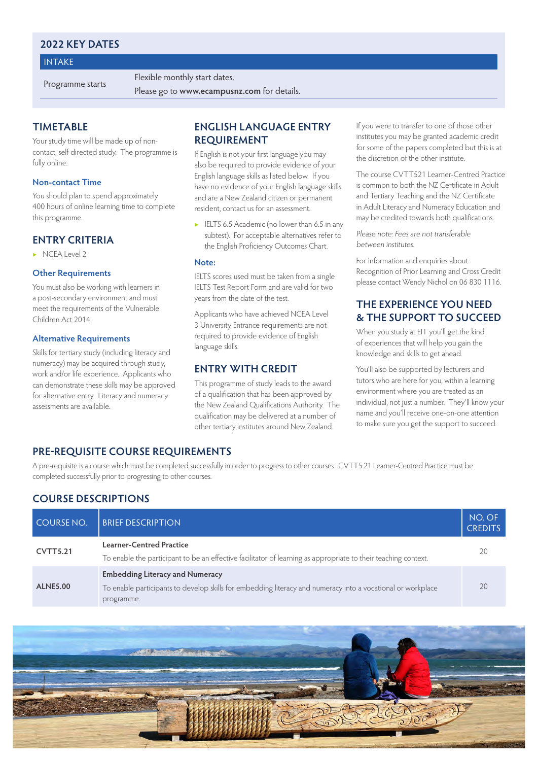## 2022 KEY DATES

| INTAKE | |
|---|---|
| Programme starts | Flexible monthly start dates.<br>Please go to **www.ecampusnz.com** for details. |

## TIMETABLE

Your study time will be made up of non-contact, self directed study. The programme is fully online.

### Non-contact Time

You should plan to spend approximately 400 hours of online learning time to complete this programme.

## ENTRY CRITERIA

- NCEA Level 2

### Other Requirements

You must also be working with learners in a post-secondary environment and must meet the requirements of the Vulnerable Children Act 2014.

### Alternative Requirements

Skills for tertiary study (including literacy and numeracy) may be acquired through study, work and/or life experience. Applicants who can demonstrate these skills may be approved for alternative entry. Literacy and numeracy assessments are available.

## ENGLISH LANGUAGE ENTRY REQUIREMENT

If English is not your first language you may also be required to provide evidence of your English language skills as listed below. If you have no evidence of your English language skills and are a New Zealand citizen or permanent resident, contact us for an assessment.

- IELTS 6.5 Academic (no lower than 6.5 in any subtest). For acceptable alternatives refer to the English Proficiency Outcomes Chart.

### Note:

IELTS scores used must be taken from a single IELTS Test Report Form and are valid for two years from the date of the test.

Applicants who have achieved NCEA Level 3 University Entrance requirements are not required to provide evidence of English language skills.

## ENTRY WITH CREDIT

This programme of study leads to the award of a qualification that has been approved by the New Zealand Qualifications Authority. The qualification may be delivered at a number of other tertiary institutes around New Zealand.

If you were to transfer to one of those other institutes you may be granted academic credit for some of the papers completed but this is at the discretion of the other institute.

The course CVTT521 Learner-Centred Practice is common to both the NZ Certificate in Adult and Tertiary Teaching and the NZ Certificate in Adult Literacy and Numeracy Education and may be credited towards both qualifications.

*Please note: Fees are not transferable between institutes.*

For information and enquiries about Recognition of Prior Learning and Cross Credit please contact Wendy Nichol on 06 830 1116.

## THE EXPERIENCE YOU NEED & THE SUPPORT TO SUCCEED

When you study at EIT you'll get the kind of experiences that will help you gain the knowledge and skills to get ahead.

You'll also be supported by lecturers and tutors who are here for you, within a learning environment where you are treated as an individual, not just a number. They'll know your name and you'll receive one-on-one attention to make sure you get the support to succeed.

## PRE-REQUISITE COURSE REQUIREMENTS

A pre-requisite is a course which must be completed successfully in order to progress to other courses. CVTT5.21 Learner-Centred Practice must be completed successfully prior to progressing to other courses.

## COURSE DESCRIPTIONS

| COURSE NO. | BRIEF DESCRIPTION | NO. OF CREDITS |
|---|---|---|
| **CVTT5.21** | **Learner-Centred Practice**<br>To enable the participant to be an effective facilitator of learning as appropriate to their teaching context. | 20 |
| **ALNE5.00** | **Embedding Literacy and Numeracy**<br>To enable participants to develop skills for embedding literacy and numeracy into a vocational or workplace programme. | 20 |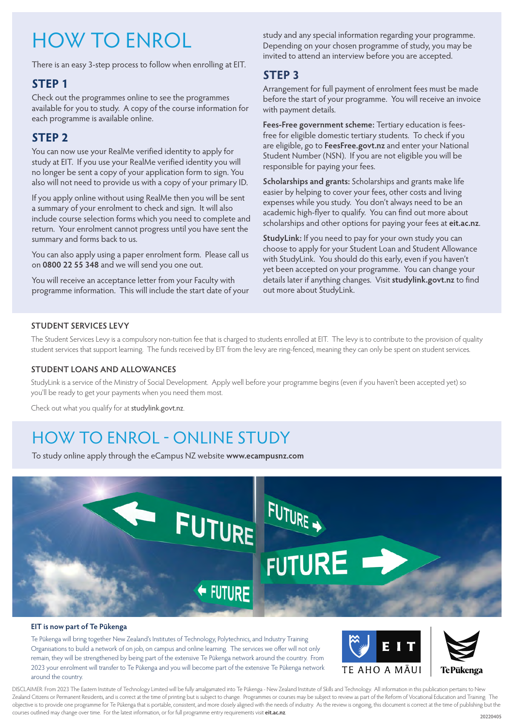# HOW TO ENROL

There is an easy 3-step process to follow when enrolling at EIT.

## STEP 1

Check out the programmes online to see the programmes available for you to study. A copy of the course information for each programme is available online.

## STEP 2

You can now use your RealMe verified identity to apply for study at EIT. If you use your RealMe verified identity you will no longer be sent a copy of your application form to sign. You also will not need to provide us with a copy of your primary ID.

If you apply online without using RealMe then you will be sent a summary of your enrolment to check and sign. It will also include course selection forms which you need to complete and return. Your enrolment cannot progress until you have sent the summary and forms back to us.

You can also apply using a paper enrolment form. Please call us on **0800 22 55 348** and we will send you one out.

You will receive an acceptance letter from your Faculty with programme information. This will include the start date of your study and any special information regarding your programme. Depending on your chosen programme of study, you may be invited to attend an interview before you are accepted.

## STEP 3

Arrangement for full payment of enrolment fees must be made before the start of your programme. You will receive an invoice with payment details.

**Fees-Free government scheme:** Tertiary education is fees-free for eligible domestic tertiary students. To check if you are eligible, go to **FeesFree.govt.nz** and enter your National Student Number (NSN). If you are not eligible you will be responsible for paying your fees.

**Scholarships and grants:** Scholarships and grants make life easier by helping to cover your fees, other costs and living expenses while you study. You don't always need to be an academic high-flyer to qualify. You can find out more about scholarships and other options for paying your fees at **eit.ac.nz**.

**StudyLink:** If you need to pay for your own study you can choose to apply for your Student Loan and Student Allowance with StudyLink. You should do this early, even if you haven't yet been accepted on your programme. You can change your details later if anything changes. Visit **studylink.govt.nz** to find out more about StudyLink.

### STUDENT SERVICES LEVY

The Student Services Levy is a compulsory non-tuition fee that is charged to students enrolled at EIT. The levy is to contribute to the provision of quality student services that support learning. The funds received by EIT from the levy are ring-fenced, meaning they can only be spent on student services.

### STUDENT LOANS AND ALLOWANCES

StudyLink is a service of the Ministry of Social Development. Apply well before your programme begins (even if you haven't been accepted yet) so you'll be ready to get your payments when you need them most.

Check out what you qualify for at studylink.govt.nz.

# HOW TO ENROL - ONLINE STUDY

To study online apply through the eCampus NZ website **www.ecampusnz.com**

**EIT is now part of Te Pūkenga**

Te Pūkenga will bring together New Zealand's Institutes of Technology, Polytechnics, and Industry Training Organisations to build a network of on job, on campus and online learning. The services we offer will not only remain, they will be strengthened by being part of the extensive Te Pūkenga network around the country. From 2023 your enrolment will transfer to Te Pūkenga and you will become part of the extensive Te Pūkenga network around the country.

EIT TE AHO A MĀUI | Te Pūkenga

DISCLAIMER: From 2023 The Eastern Institute of Technology Limited will be fully amalgamated into Te Pūkenga - New Zealand Institute of Skills and Technology. All information in this publication pertains to New Zealand Citizens or Permanent Residents, and is correct at the time of printing but is subject to change. Programmes or courses may be subject to review as part of the Reform of Vocational Education and Training. The objective is to provide one programme for Te Pūkenga that is portable, consistent, and more closely aligned with the needs of industry. As the review is ongoing, this document is correct at the time of publishing but the courses outlined may change over time. For the latest information, or for full programme entry requirements visit **eit.ac.nz**.

20220405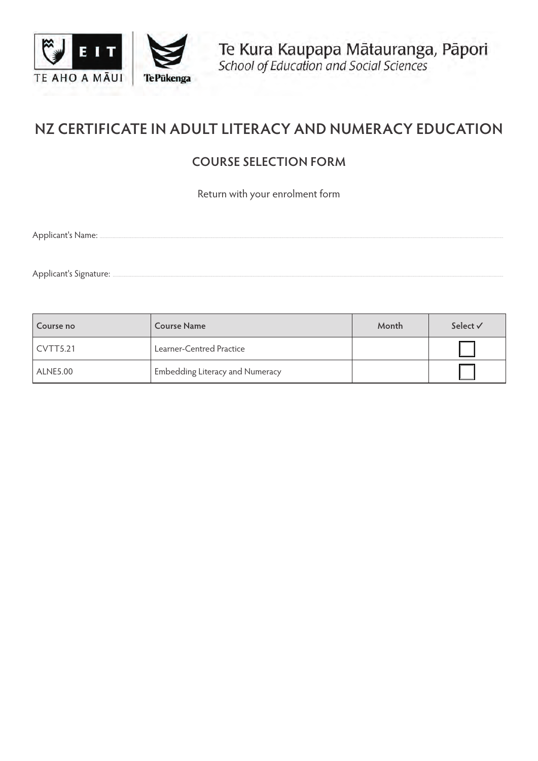Te Kura Kaupapa Mātauranga, Pāpori
*School of Education and Social Sciences*

# NZ CERTIFICATE IN ADULT LITERACY AND NUMERACY EDUCATION

## COURSE SELECTION FORM

Return with your enrolment form

Applicant's Name: ..............................................................................................................................

Applicant's Signature: ..............................................................................................................................

| Course no | Course Name | Month | Select ✓ |
|---|---|---|---|
| CVTT5.21 | Learner-Centred Practice | | ☐ |
| ALNE5.00 | Embedding Literacy and Numeracy | | ☐ |